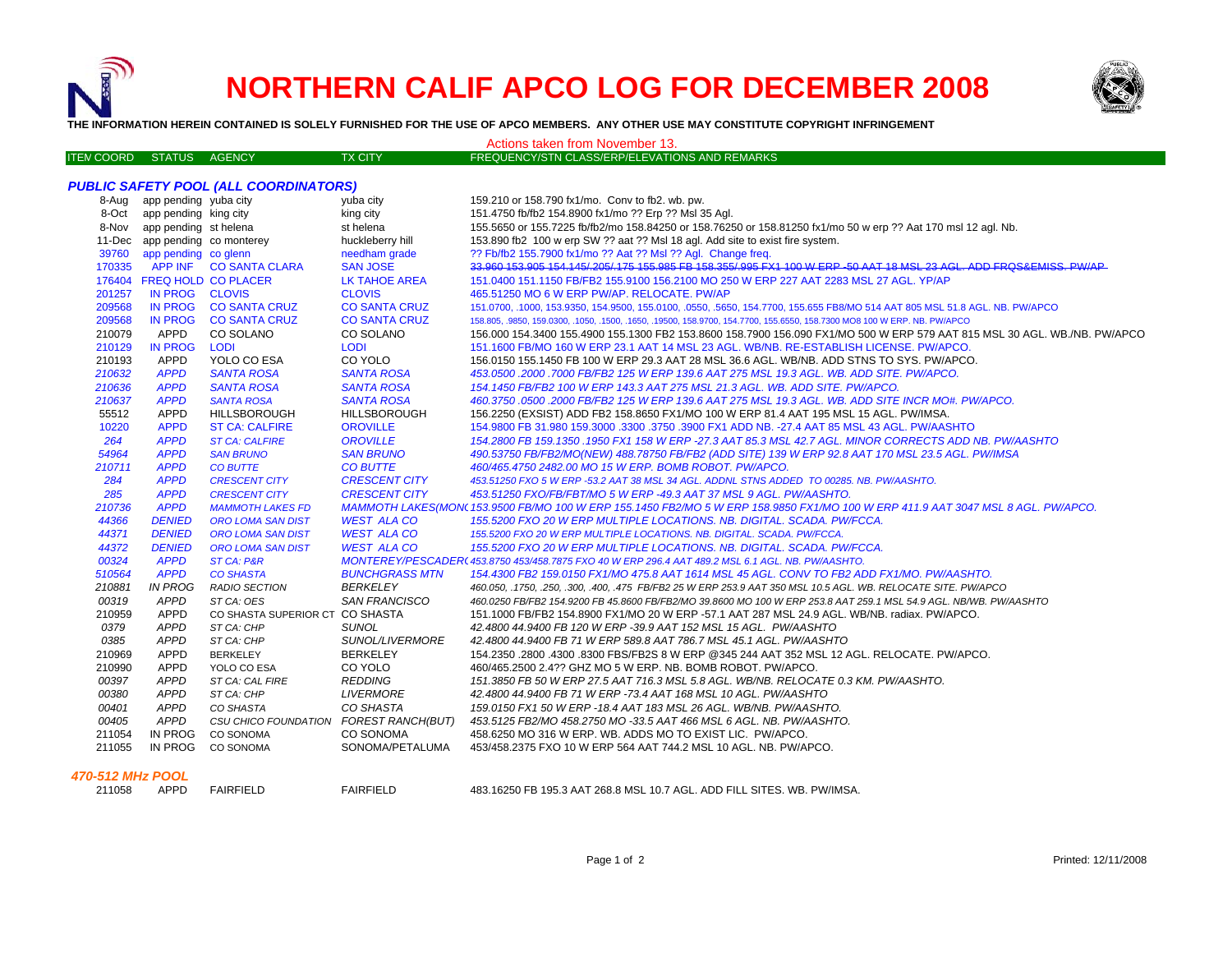# NORTHERN CALIF APCO LOG FOR DECEMBER 2008

**THE INFORMATION HEREIN CONTAINED IS SOLELY FURNISHED FOR THE USE OF APCO MEMBERS. ANY OTHER USE MAY CONSTITUTE COPYRIGHT INFRINGEMENT**

Actions taken from November 13.

| ITEM COORD | STATUS | AGENCY | TX CITY | FREQUENCY/STN CLASS/ERP/ELEVATIONS AND REMARKS |
|---|---|---|---|---|
| ***PUBLIC SAFETY POOL (ALL COORDINATORS)*** | | | | |
| 8-Aug | app pending | yuba city | yuba city | 159.210 or 158.790 fx1/mo. Conv to fb2. wb. pw. |
| 8-Oct | app pending | king city | king city | 151.4750 fb/fb2 154.8900 fx1/mo ?? Erp ?? Msl 35 Agl. |
| 8-Nov | app pending | st helena | st helena | 155.5650 or 155.7225 fb/fb2/mo 158.84250 or 158.76250 or 158.81250 fx1/mo 50 w erp ?? Aat 170 msl 12 agl. Nb. |
| 11-Dec | app pending | co monterey | huckleberry hill | 153.890 fb2 100 w erp SW ?? aat ?? Msl 18 agl. Add site to exist fire system. |
| 39760 | app pending | co glenn | needham grade | ?? Fb/fb2 155.7900 fx1/mo ?? Aat ?? Msl ?? Agl. Change freq. |
| 170335 | APP INF | CO SANTA CLARA | SAN JOSE | ~~33.960 153.905 154.145/.205/.175 155.985 FB 158.355/.995 FX1 100 W ERP -50 AAT 18 MSL 23 AGL. ADD FRQS&EMISS. PW/AP~~ |
| 176404 | FREQ HOLD | CO PLACER | LK TAHOE AREA | 151.0400 151.1150 FB/FB2 155.9100 156.2100 MO 250 W ERP 227 AAT 2283 MSL 27 AGL. YP/AP |
| 201257 | IN PROG | CLOVIS | CLOVIS | 465.51250 MO 6 W ERP PW/AP. RELOCATE. PW/AP |
| 209568 | IN PROG | CO SANTA CRUZ | CO SANTA CRUZ | 151.0700, .1000, 153.9350, 154.9500, 155.0100, .0550, .5650, 154.7700, 155.655 FB8/MO 514 AAT 805 MSL 51.8 AGL. NB. PW/APCO |
| 209568 | IN PROG | CO SANTA CRUZ | CO SANTA CRUZ | 158.805, .9850, 159.0300, .1050, .1500, .1650, .19500, 158.9700, 154.7700, 155.6550, 158.7300 MO8 100 W ERP. NB. PW/APCO |
| 210079 | APPD | CO SOLANO | CO SOLANO | 156.000 154.3400 155.4900 155.1300 FB2 153.8600 158.7900 156.090 FX1/MO 500 W ERP 579 AAT 815 MSL 30 AGL. WB./NB. PW/APCO |
| 210129 | IN PROG | LODI | LODI | 151.1600 FB/MO 160 W ERP 23.1 AAT 14 MSL 23 AGL. WB/NB. RE-ESTABLISH LICENSE. PW/APCO. |
| 210193 | APPD | YOLO CO ESA | CO YOLO | 156.0150 155.1450 FB 100 W ERP 29.3 AAT 28 MSL 36.6 AGL. WB/NB. ADD STNS TO SYS. PW/APCO. |
| *210632* | *APPD* | *SANTA ROSA* | *SANTA ROSA* | *453.0500 .2000 .7000 FB/FB2 125 W ERP 139.6 AAT 275 MSL 19.3 AGL. WB. ADD SITE. PW/APCO.* |
| *210636* | *APPD* | *SANTA ROSA* | *SANTA ROSA* | *154.1450 FB/FB2 100 W ERP 143.3 AAT 275 MSL 21.3 AGL. WB. ADD SITE. PW/APCO.* |
| *210637* | *APPD* | *SANTA ROSA* | *SANTA ROSA* | *460.3750 .0500 .2000 FB/FB2 125 W ERP 139.6 AAT 275 MSL 19.3 AGL. WB. ADD SITE INCR MO#. PW/APCO.* |
| 55512 | APPD | HILLSBOROUGH | HILLSBOROUGH | 156.2250 (EXSIST) ADD FB2 158.8650 FX1/MO 100 W ERP 81.4 AAT 195 MSL 15 AGL. PW/IMSA. |
| 10220 | APPD | ST CA: CALFIRE | OROVILLE | 154.9800 FB 31.980 159.3000 .3300 .3750 .3900 FX1 ADD NB. -27.4 AAT 85 MSL 43 AGL. PW/AASHTO |
| *264* | *APPD* | *ST CA: CALFIRE* | *OROVILLE* | *154.2800 FB 159.1350 .1950 FX1 158 W ERP -27.3 AAT 85.3 MSL 42.7 AGL. MINOR CORRECTS ADD NB. PW/AASHTO* |
| *54964* | *APPD* | *SAN BRUNO* | *SAN BRUNO* | *490.53750 FB/FB2/MO(NEW) 488.78750 FB/FB2 (ADD SITE) 139 W ERP 92.8 AAT 170 MSL 23.5 AGL. PW/IMSA* |
| *210711* | *APPD* | *CO BUTTE* | *CO BUTTE* | *460/465.4750 2482.00 MO 15 W ERP. BOMB ROBOT. PW/APCO.* |
| *284* | *APPD* | *CRESCENT CITY* | *CRESCENT CITY* | *453.51250 FXO 5 W ERP -53.2 AAT 38 MSL 34 AGL. ADDNL STNS ADDED TO 00285. NB. PW/AASHTO.* |
| *285* | *APPD* | *CRESCENT CITY* | *CRESCENT CITY* | *453.51250 FXO/FB/FBT/MO 5 W ERP -49.3 AAT 37 MSL 9 AGL. PW/AASHTO.* |
| *210736* | *APPD* | *MAMMOTH LAKES FD* | *MAMMOTH LAKES(MONO)* | *153.9500 FB/MO 100 W ERP 155.1450 FB2/MO 5 W ERP 158.9850 FX1/MO 100 W ERP 411.9 AAT 3047 MSL 8 AGL. PW/APCO.* |
| *44366* | *DENIED* | *ORO LOMA SAN DIST* | *WEST ALA CO* | *155.5200 FXO 20 W ERP MULTIPLE LOCATIONS. NB. DIGITAL. SCADA. PW/FCCA.* |
| *44371* | *DENIED* | *ORO LOMA SAN DIST* | *WEST ALA CO* | *155.5200 FXO 20 W ERP MULTIPLE LOCATIONS. NB. DIGITAL. SCADA. PW/FCCA.* |
| *44372* | *DENIED* | *ORO LOMA SAN DIST* | *WEST ALA CO* | *155.5200 FXO 20 W ERP MULTIPLE LOCATIONS. NB. DIGITAL. SCADA. PW/FCCA.* |
| *00324* | *APPD* | *ST CA: P&R* | *MONTEREY/PESCADERO* | *453.8750 453/458.7875 FXO 40 W ERP 296.4 AAT 489.2 MSL 6.1 AGL. NB. PW/AASHTO.* |
| *510564* | *APPD* | *CO SHASTA* | *BUNCHGRASS MTN* | *154.4300 FB2 159.0150 FX1/MO 475.8 AAT 1614 MSL 45 AGL. CONV TO FB2 ADD FX1/MO. PW/AASHTO.* |
| *210881* | *IN PROG* | *RADIO SECTION* | *BERKELEY* | *460.050, .1750, .250, .300, .400, .475 FB/FB2 25 W ERP 253.9 AAT 350 MSL 10.5 AGL. WB. RELOCATE SITE. PW/APCO* |
| *00319* | *APPD* | *ST CA: OES* | *SAN FRANCISCO* | *460.0250 FB/FB2 154.9200 FB 45.8600 FB/FB2/MO 39.8600 MO 100 W ERP 253.8 AAT 259.1 MSL 54.9 AGL. NB/WB. PW/AASHTO* |
| 210959 | APPD | CO SHASTA SUPERIOR CT | CO SHASTA | 151.1000 FB/FB2 154.8900 FX1/MO 20 W ERP -57.1 AAT 287 MSL 24.9 AGL. WB/NB. radiax. PW/APCO. |
| *0379* | *APPD* | *ST CA: CHP* | *SUNOL* | *42.4800 44.9400 FB 120 W ERP -39.9 AAT 152 MSL 15 AGL. PW/AASHTO* |
| *0385* | *APPD* | *ST CA: CHP* | *SUNOL/LIVERMORE* | *42.4800 44.9400 FB 71 W ERP 589.8 AAT 786.7 MSL 45.1 AGL. PW/AASHTO* |
| 210969 | APPD | BERKELEY | BERKELEY | 154.2350 .2800 .4300 .8300 FBS/FB2S 8 W ERP @345 244 AAT 352 MSL 12 AGL. RELOCATE. PW/APCO. |
| 210990 | APPD | YOLO CO ESA | CO YOLO | 460/465.2500 2.4?? GHZ MO 5 W ERP. NB. BOMB ROBOT. PW/APCO. |
| *00397* | *APPD* | *ST CA: CAL FIRE* | *REDDING* | *151.3850 FB 50 W ERP 27.5 AAT 716.3 MSL 5.8 AGL. WB/NB. RELOCATE 0.3 KM. PW/AASHTO.* |
| *00380* | *APPD* | *ST CA: CHP* | *LIVERMORE* | *42.4800 44.9400 FB 71 W ERP -73.4 AAT 168 MSL 10 AGL. PW/AASHTO* |
| *00401* | *APPD* | *CO SHASTA* | *CO SHASTA* | *159.0150 FX1 50 W ERP -18.4 AAT 183 MSL 26 AGL. WB/NB. PW/AASHTO.* |
| *00405* | *APPD* | *CSU CHICO FOUNDATION* | *FOREST RANCH(BUT)* | *453.5125 FB2/MO 458.2750 MO 5 W ERP -33.5 AAT 466 MSL 6 AGL. NB. PW/AASHTO.* |
| 211054 | IN PROG | CO SONOMA | CO SONOMA | 458.6250 MO 316 W ERP. WB. ADDS MO TO EXIST LIC. PW/APCO. |
| 211055 | IN PROG | CO SONOMA | SONOMA/PETALUMA | 453/458.2375 FXO 10 W ERP 564 AAT 744.2 MSL 10 AGL. NB. PW/APCO. |
| ***470-512 MHz POOL*** | | | | |
| 211058 | APPD | FAIRFIELD | FAIRFIELD | 483.16250 FB 195.3 AAT 268.8 MSL 10.7 AGL. ADD FILL SITES. WB. PW/IMSA. |

Printed: 12/11/2008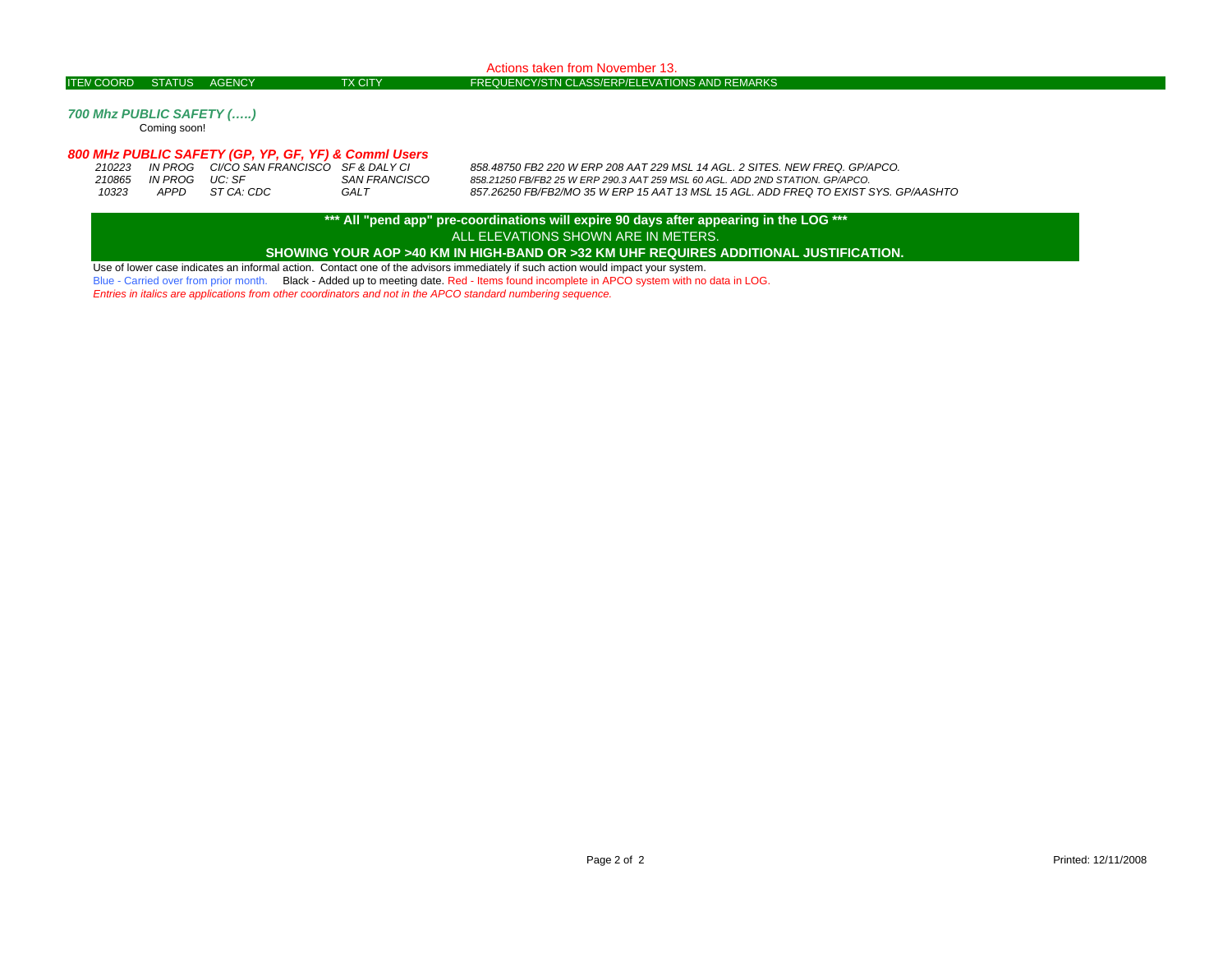Actions taken from November 13.

| ITEM COORD | STATUS | AGENCY | TX CITY | FREQUENCY/STN CLASS/ERP/ELEVATIONS AND REMARKS |
|---|---|---|---|---|

### *700 Mhz PUBLIC SAFETY (…..)*

Coming soon!

### *800 MHz PUBLIC SAFETY (GP, YP, GF, YF) & Comml Users*

| ITEM COORD | STATUS | AGENCY | TX CITY | FREQUENCY/STN CLASS/ERP/ELEVATIONS AND REMARKS |
|---|---|---|---|---|
| *210223* | *IN PROG* | *CI/CO SAN FRANCISCO* | *SF & DALY CI* | *858.48750 FB2 220 W ERP 208 AAT 229 MSL 14 AGL. 2 SITES. NEW FREQ. GP/APCO.* |
| *210865* | *IN PROG* | *UC: SF* | *SAN FRANCISCO* | *858.21250 FB/FB2 25 W ERP 290.3 AAT 259 MSL 60 AGL. ADD 2ND STATION. GP/APCO.* |
| *10323* | *APPD* | *ST CA: CDC* | *GALT* | *857.26250 FB/FB2/MO 35 W ERP 15 AAT 13 MSL 15 AGL. ADD FREQ TO EXIST SYS. GP/AASHTO* |

**\*\*\* All "pend app" pre-coordinations will expire 90 days after appearing in the LOG \*\*\***

ALL ELEVATIONS SHOWN ARE IN METERS.

**SHOWING YOUR AOP >40 KM IN HIGH-BAND OR >32 KM UHF REQUIRES ADDITIONAL JUSTIFICATION.**

Use of lower case indicates an informal action. Contact one of the advisors immediately if such action would impact your system.

Blue - Carried over from prior month. Black - Added up to meeting date. Red - Items found incomplete in APCO system with no data in LOG.

*Entries in italics are applications from other coordinators and not in the APCO standard numbering sequence.*

Printed: 12/11/2008